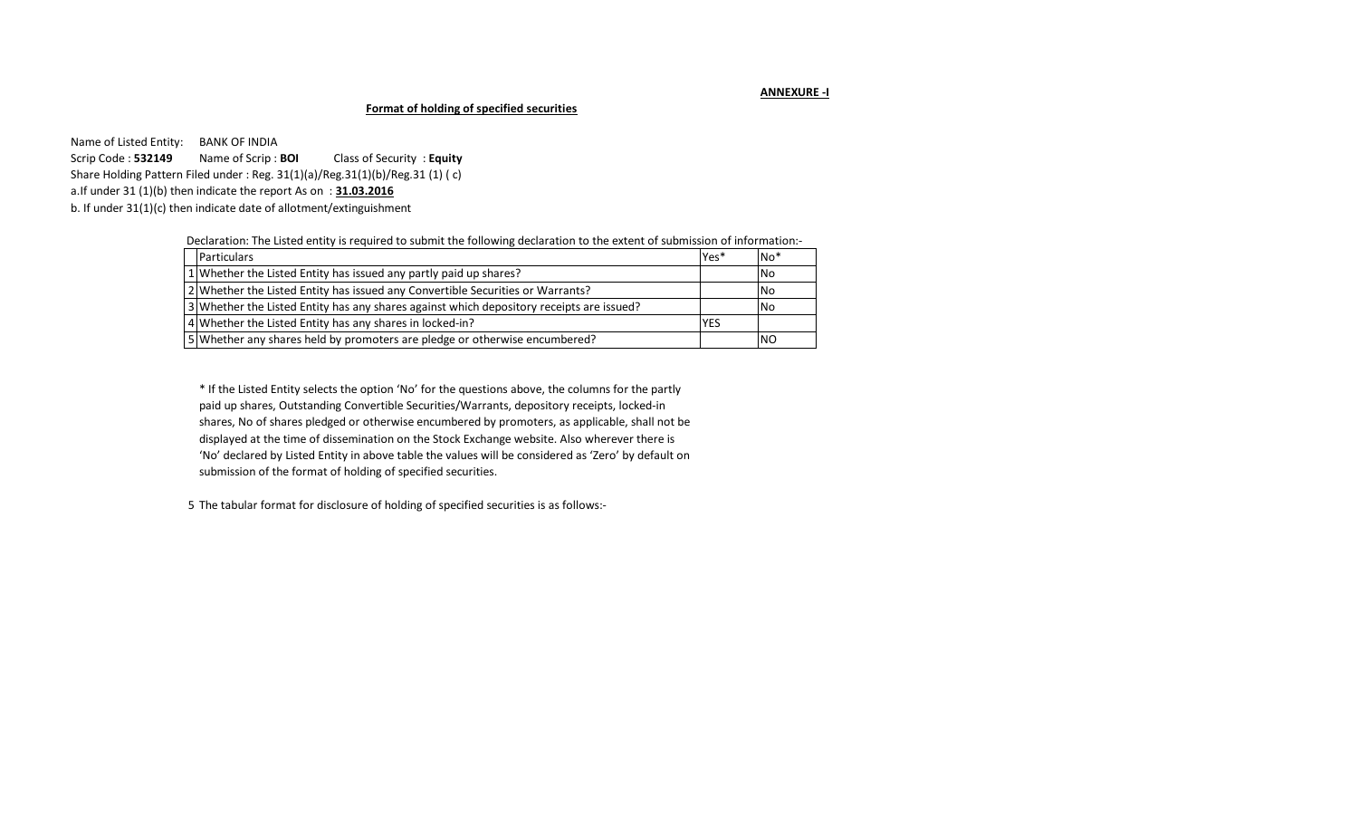**ANNEXURE -I**

**Format of holding of specified securities**

Name of Listed Entity: BANK OF INDIA

Scrip Code : **532149** Name of Scrip : **BOI** Class of Security : **Equity**

Share Holding Pattern Filed under : Reg. 31(1)(a)/Reg.31(1)(b)/Reg.31 (1) ( c)

a.If under 31 (1)(b) then indicate the report As on : **31.03.2016**

b. If under 31(1)(c) then indicate date of allotment/extinguishment

Declaration: The Listed entity is required to submit the following declaration to the extent of submission of information:-

| | Particulars | Yes* | No* |
|---|---|---|---|
| 1 | Whether the Listed Entity has issued any partly paid up shares? | | No |
| 2 | Whether the Listed Entity has issued any Convertible Securities or Warrants? | | No |
| 3 | Whether the Listed Entity has any shares against which depository receipts are issued? | | No |
| 4 | Whether the Listed Entity has any shares in locked-in? | YES | |
| 5 | Whether any shares held by promoters are pledge or otherwise encumbered? | | NO |

* If the Listed Entity selects the option 'No' for the questions above, the columns for the partly paid up shares, Outstanding Convertible Securities/Warrants, depository receipts, locked-in shares, No of shares pledged or otherwise encumbered by promoters, as applicable, shall not be displayed at the time of dissemination on the Stock Exchange website. Also wherever there is 'No' declared by Listed Entity in above table the values will be considered as 'Zero' by default on submission of the format of holding of specified securities.

5 The tabular format for disclosure of holding of specified securities is as follows:-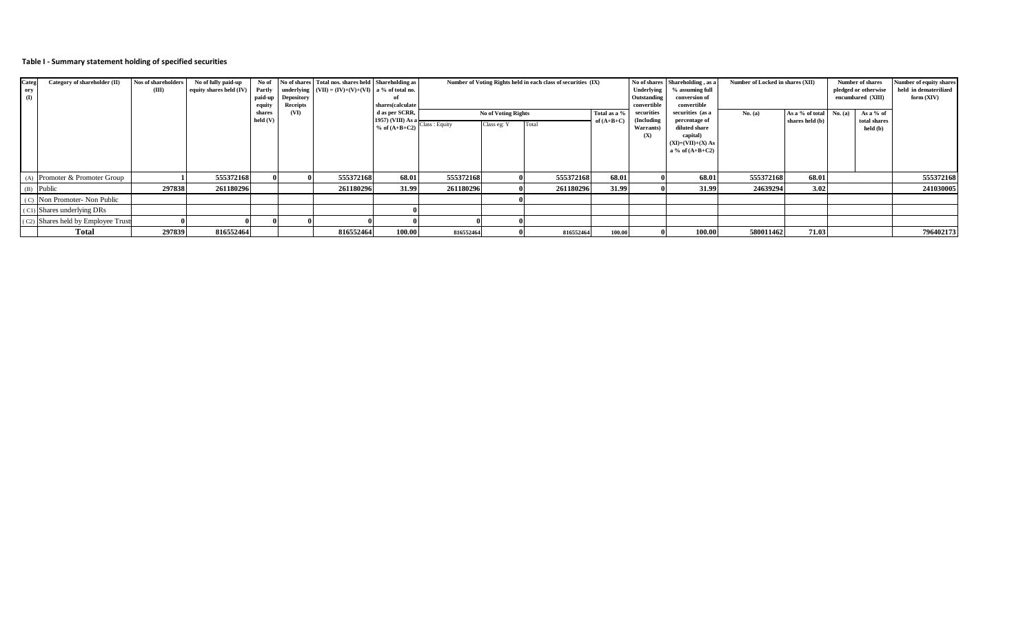**Table I - Summary statement holding of specified securities**

| Category (I) | Category of shareholder (II) | Nos of shareholders (III) | No of fully paid-up equity shares held (IV) | No of Partly paid-up equity shares held (V) | No of shares underlying Depository Receipts (VI) | Total nos. shares held (VII) = (IV)+(V)+(VI) | Shareholding as a % of total no. of shares(calculated as per SCRR, 1957) (VIII) As a % of (A+B+C2) | Number of Voting Rights held in each class of securities (IX) | | | | No of shares Underlying Outstanding convertible securities (Including Warrants) (X) | Shareholding , as a % assuming full conversion of convertible securities (as a percentage of diluted share capital) (XI)=(VII)+(X) As a % of (A+B+C2) | Number of Locked in shares (XII) | | Number of shares pledged or otherwise encumbared (XIII) | | Number of equity shares held in dematerilized form (XIV) |
|---|---|---|---|---|---|---|---|---|---|---|---|---|---|---|---|---|---|---|
| | | | | | | | | No of Voting Rights | | | Total as a % of (A+B+C) | | | No. (a) | As a % of total shares held (b) | No. (a) | As a % of total shares held (b) | |
| | | | | | | | | Class : Equity | Class eg: Y | Total | | | | | | | | |
| (A) | Promoter & Promoter Group | 1 | 555372168 | 0 | 0 | 555372168 | 68.01 | 555372168 | 0 | 555372168 | 68.01 | 0 | 68.01 | 555372168 | 68.01 | | | 555372168 |
| (B) | Public | 297838 | 261180296 | 0 | | 261180296 | 31.99 | 261180296 | 0 | 261180296 | 31.99 | 0 | 31.99 | 24639294 | 3.02 | | | 241030005 |
| ( C) | Non Promoter- Non Public | | | | | | | | 0 | | | | | | | | | |
| ( C1) | Shares underlying DRs | | | | | | 0 | | | | | | | | | | | |
| ( C2) | Shares held by Employee Trusts | 0 | 0 | 0 | 0 | 0 | 0 | 0 | 0 | | | | | | | | | |
| | **Total** | 297839 | 816552464 | | | 816552464 | 100.00 | 816552464 | 0 | 816552464 | 100.00 | 0 | 100.00 | 580011462 | 71.03 | | | 796402173 |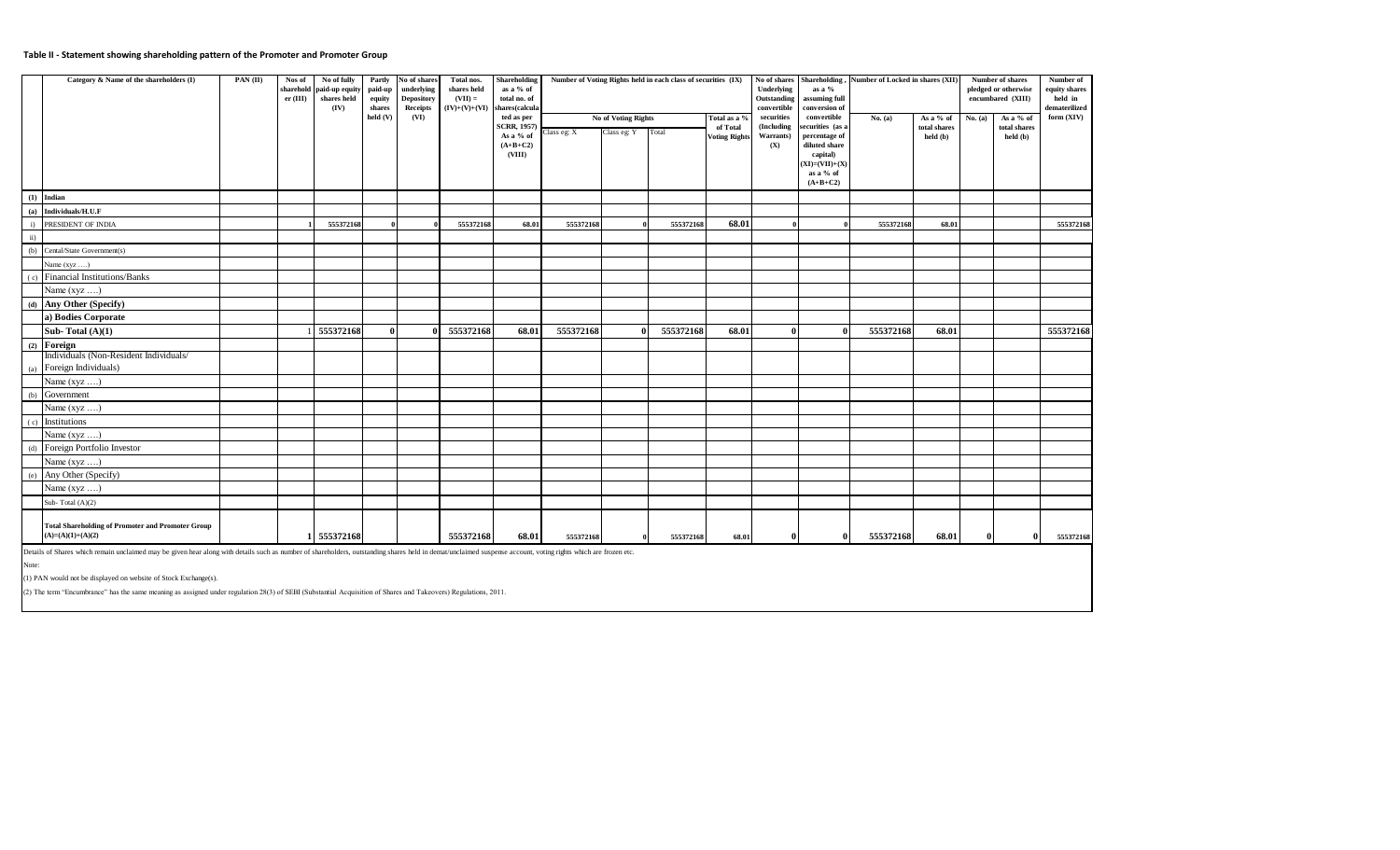## Table II - Statement showing shareholding pattern of the Promoter and Promoter Group

| | Category & Name of the shareholders (I) | PAN (II) | Nos of shareholder (III) | No of fully paid-up equity shares held (IV) | Partly paid-up equity shares held (V) | No of shares underlying Depository Receipts (VI) | Total nos. shares held (VII) = (IV)+(V)+(VI) | Shareholding as a % of total no. of shares(calculated as per SCRR, 1957) As a % of (A+B+C2) (VIII) | Number of Voting Rights held in each class of securities (IX) | | | | No of shares Underlying Outstanding convertible securities (Including Warrants) (X) | Shareholding , as a % assuming full conversion of convertible securities (as a percentage of diluted share capital) (XI)=(VII)+(X) as a % of (A+B+C2) | Number of Locked in shares (XII) | | Number of shares pledged or otherwise encumbared (XIII) | | Number of equity shares held in dematerilized form (XIV) |
|---|---|---|---|---|---|---|---|---|---|---|---|---|---|---|---|---|---|---|---|
| | | | | | | | | | No of Voting Rights | | | Total as a % of Total Voting Rights | | | No. (a) | As a % of total shares held (b) | No. (a) | As a % of total shares held (b) | |
| | | | | | | | | | Class eg: X | Class eg: Y | Total | | | | | | | | |
| (1) | Indian | | | | | | | | | | | | | | | | | | |
| (a) | Individuals/H.U.F | | | | | | | | | | | | | | | | | | |
| i) | PRESIDENT OF INDIA | | 1 | 555372168 | 0 | 0 | 555372168 | 68.01 | 555372168 | 0 | 555372168 | 68.01 | 0 | 0 | 555372168 | 68.01 | | | 555372168 |
| ii) | | | | | | | | | | | | | | | | | | | |
| (b) | Cental/State Government(s) | | | | | | | | | | | | | | | | | | |
| | Name (xyz ….) | | | | | | | | | | | | | | | | | | |
| ( c) | Financial Institutions/Banks | | | | | | | | | | | | | | | | | | |
| | Name (xyz ….) | | | | | | | | | | | | | | | | | | |
| (d) | Any Other (Specify) | | | | | | | | | | | | | | | | | | |
| | a) Bodies Corporate | | | | | | | | | | | | | | | | | | |
| | Sub- Total (A)(1) | | 1 | 555372168 | 0 | 0 | 555372168 | 68.01 | 555372168 | 0 | 555372168 | 68.01 | 0 | 0 | 555372168 | 68.01 | | | 555372168 |
| (2) | Foreign | | | | | | | | | | | | | | | | | | |
| (a) | Individuals (Non-Resident Individuals/ Foreign Individuals) | | | | | | | | | | | | | | | | | | |
| | Name (xyz ….) | | | | | | | | | | | | | | | | | | |
| (b) | Government | | | | | | | | | | | | | | | | | | |
| | Name (xyz ….) | | | | | | | | | | | | | | | | | | |
| ( c) | Institutions | | | | | | | | | | | | | | | | | | |
| | Name (xyz ….) | | | | | | | | | | | | | | | | | | |
| (d) | Foreign Portfolio Investor | | | | | | | | | | | | | | | | | | |
| | Name (xyz ….) | | | | | | | | | | | | | | | | | | |
| (e) | Any Other (Specify) | | | | | | | | | | | | | | | | | | |
| | Name (xyz ….) | | | | | | | | | | | | | | | | | | |
| | Sub- Total (A)(2) | | | | | | | | | | | | | | | | | | |
| | Total Shareholding of Promoter and Promoter Group (A)=(A)(1)+(A)(2) | | 1 | 555372168 | | | 555372168 | 68.01 | 555372168 | 0 | 555372168 | 68.01 | 0 | 0 | 555372168 | 68.01 | 0 | 0 | 555372168 |

Details of Shares which remain unclaimed may be given hear along with details such as number of shareholders, outstanding shares held in demat/unclaimed suspense account, voting rights which are frozen etc.

Note:

(1) PAN would not be displayed on website of Stock Exchange(s).

(2) The term "Encumbrance" has the same meaning as assigned under regulation 28(3) of SEBI (Substantial Acquisition of Shares and Takeovers) Regulations, 2011.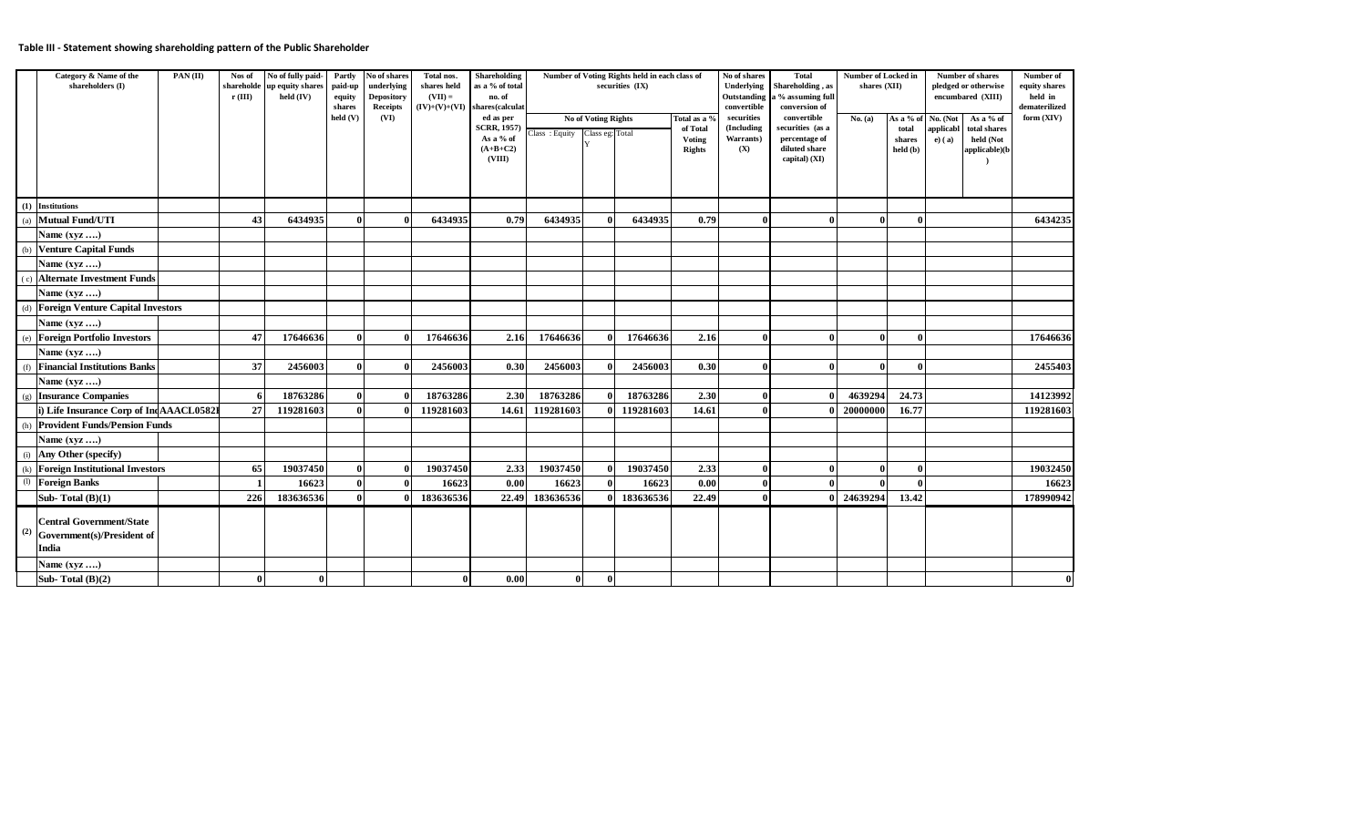**Table III - Statement showing shareholding pattern of the Public Shareholder**

| | Category & Name of the shareholders (I) | PAN (II) | Nos of shareholder (III) | No of fully paid-up equity shares held (IV) | Partly paid-up equity shares held (V) | No of shares underlying Depository Receipts (VI) | Total nos. shares held (VII) = (IV)+(V)+(VI) | Shareholding as a % of total no. of shares(calculated as per SCRR, 1957) As a % of (A+B+C2) (VIII) | Number of Voting Rights held in each class of securities (IX) | | | | No of shares Underlying Outstanding convertible securities (Including Warrants) (X) | Total Shareholding , as a % assuming full conversion of convertible securities (as a percentage of diluted share capital) (XI) | Number of Locked in shares (XII) | | Number of shares pledged or otherwise encumbared (XIII) | | Number of equity shares held in dematerilized form (XIV) |
|---|---|---|---|---|---|---|---|---|---|---|---|---|---|---|---|---|---|---|---|
| | | | | | | | | | No of Voting Rights | | | Total as a % of Total Voting Rights | | | No. (a) | As a % of total shares held (b) | No. (Not applicable) ( a) | As a % of total shares held (Not applicable)(b) | |
| | | | | | | | | | Class : Equity | Class eg: Y | Total | | | | | | | | |
| (1) | Institutions | | | | | | | | | | | | | | | | | | |
| (a) | Mutual Fund/UTI | | 43 | 6434935 | 0 | 0 | 6434935 | 0.79 | 6434935 | 0 | 6434935 | 0.79 | 0 | 0 | 0 | 0 | | | 6434235 |
| | Name (xyz ….) | | | | | | | | | | | | | | | | | | |
| (b) | Venture Capital Funds | | | | | | | | | | | | | | | | | | |
| | Name (xyz ….) | | | | | | | | | | | | | | | | | | |
| ( c) | Alternate Investment Funds | | | | | | | | | | | | | | | | | | |
| | Name (xyz ….) | | | | | | | | | | | | | | | | | | |
| (d) | Foreign Venture Capital Investors | | | | | | | | | | | | | | | | | | |
| | Name (xyz ….) | | | | | | | | | | | | | | | | | | |
| (e) | Foreign Portfolio Investors | | 47 | 17646636 | 0 | 0 | 17646636 | 2.16 | 17646636 | 0 | 17646636 | 2.16 | 0 | 0 | 0 | 0 | | | 17646636 |
| | Name (xyz ….) | | | | | | | | | | | | | | | | | | |
| (f) | Financial Institutions Banks | | 37 | 2456003 | 0 | 0 | 2456003 | 0.30 | 2456003 | 0 | 2456003 | 0.30 | 0 | 0 | 0 | 0 | | | 2455403 |
| | Name (xyz ….) | | | | | | | | | | | | | | | | | | |
| (g) | Insurance Companies | | 6 | 18763286 | 0 | 0 | 18763286 | 2.30 | 18763286 | 0 | 18763286 | 2.30 | 0 | 0 | 4639294 | 24.73 | | | 14123992 |
| | i) Life Insurance Corp of Ind | AAACL0582I | 27 | 119281603 | 0 | 0 | 119281603 | 14.61 | 119281603 | 0 | 119281603 | 14.61 | 0 | 0 | 20000000 | 16.77 | | | 119281603 |
| (h) | Provident Funds/Pension Funds | | | | | | | | | | | | | | | | | | |
| | Name (xyz ….) | | | | | | | | | | | | | | | | | | |
| (i) | Any Other (specify) | | | | | | | | | | | | | | | | | | |
| (k) | Foreign Institutional Investors | | 65 | 19037450 | 0 | 0 | 19037450 | 2.33 | 19037450 | 0 | 19037450 | 2.33 | 0 | 0 | 0 | 0 | | | 19032450 |
| (l) | Foreign Banks | | 1 | 16623 | 0 | 0 | 16623 | 0.00 | 16623 | 0 | 16623 | 0.00 | 0 | 0 | 0 | 0 | | | 16623 |
| | Sub- Total (B)(1) | | 226 | 183636536 | 0 | 0 | 183636536 | 22.49 | 183636536 | 0 | 183636536 | 22.49 | 0 | 0 | 24639294 | 13.42 | | | 178990942 |
| (2) | Central Government/State Government(s)/President of India | | | | | | | | | | | | | | | | | | |
| | Name (xyz ….) | | | | | | | | | | | | | | | | | | |
| | Sub- Total (B)(2) | | 0 | 0 | | | 0 | 0.00 | 0 | 0 | | | | | | | | | 0 |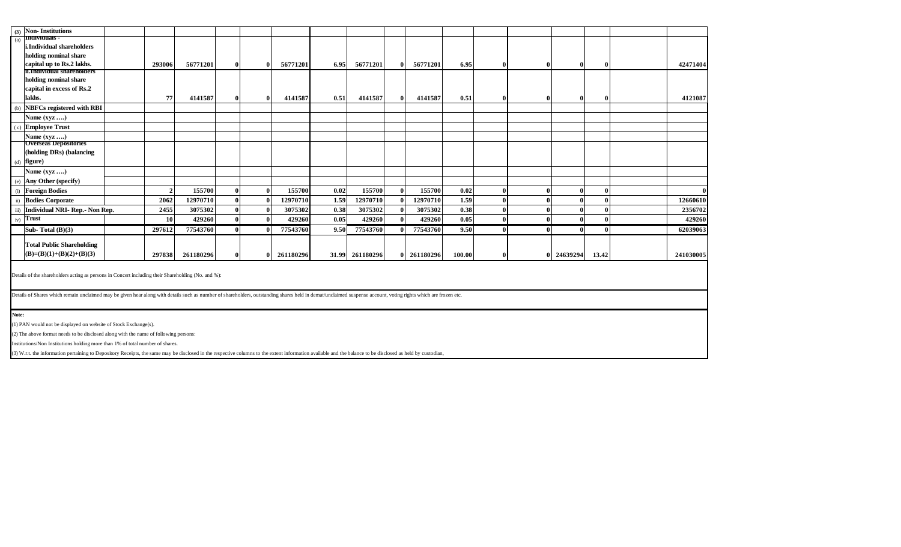| (3) | Non- Institutions | | | | | | | | | | | | | | | | | |
|---|---|---|---|---|---|---|---|---|---|---|---|---|---|---|---|---|---|---|
| (a) | Individuals - i.Individual shareholders holding nominal share capital up to Rs.2 lakhs. | | 293006 | 56771201 | 0 | 0 | 56771201 | 6.95 | 56771201 | 0 | 56771201 | 6.95 | 0 | 0 | 0 | 0 | | 42471404 |
| | ii.Individual shareholders holding nominal share capital in excess of Rs.2 lakhs. | | 77 | 4141587 | 0 | 0 | 4141587 | 0.51 | 4141587 | 0 | 4141587 | 0.51 | 0 | 0 | 0 | 0 | | 4121087 |
| (b) | NBFCs registered with RBI | | | | | | | | | | | | | | | | | |
| | Name (xyz ….) | | | | | | | | | | | | | | | | | |
| (c) | Employee Trust | | | | | | | | | | | | | | | | | |
| | Name (xyz ….) | | | | | | | | | | | | | | | | | |
| (d) | Overseas Depositories (holding DRs) (balancing figure) | | | | | | | | | | | | | | | | | |
| | Name (xyz ….) | | | | | | | | | | | | | | | | | |
| (e) | Any Other (specify) | | | | | | | | | | | | | | | | | |
| (i) | Foreign Bodies | | 2 | 155700 | 0 | 0 | 155700 | 0.02 | 155700 | 0 | 155700 | 0.02 | 0 | 0 | 0 | 0 | | 0 |
| ii) | Bodies Corporate | | 2062 | 12970710 | 0 | 0 | 12970710 | 1.59 | 12970710 | 0 | 12970710 | 1.59 | 0 | 0 | 0 | 0 | | 12660610 |
| iii) | Individual NRI- Rep.- Non Rep. | | 2455 | 3075302 | 0 | 0 | 3075302 | 0.38 | 3075302 | 0 | 3075302 | 0.38 | 0 | 0 | 0 | 0 | | 2356702 |
| iv) | Trust | | 10 | 429260 | 0 | 0 | 429260 | 0.05 | 429260 | 0 | 429260 | 0.05 | 0 | 0 | 0 | 0 | | 429260 |
| | Sub- Total (B)(3) | | 297612 | 77543760 | 0 | 0 | 77543760 | 9.50 | 77543760 | 0 | 77543760 | 9.50 | 0 | 0 | 0 | 0 | | 62039063 |
| | Total Public Shareholding (B)=(B)(1)+(B)(2)+(B)(3) | | 297838 | 261180296 | 0 | 0 | 261180296 | 31.99 | 261180296 | 0 | 261180296 | 100.00 | 0 | 0 | 24639294 | 13.42 | | 241030005 |

Details of the shareholders acting as persons in Concert including their Shareholding (No. and %):

Details of Shares which remain unclaimed may be given hear along with details such as number of shareholders, outstanding shares held in demat/unclaimed suspense account, voting rights which are frozen etc.

**Note:**

(1) PAN would not be displayed on website of Stock Exchange(s).

(2) The above format needs to be disclosed along with the name of following persons:

Institutions/Non Institutions holding more than 1% of total number of shares.

(3) W.r.t. the information pertaining to Depository Receipts, the same may be disclosed in the respective columns to the extent information available and the balance to be disclosed as held by custodian,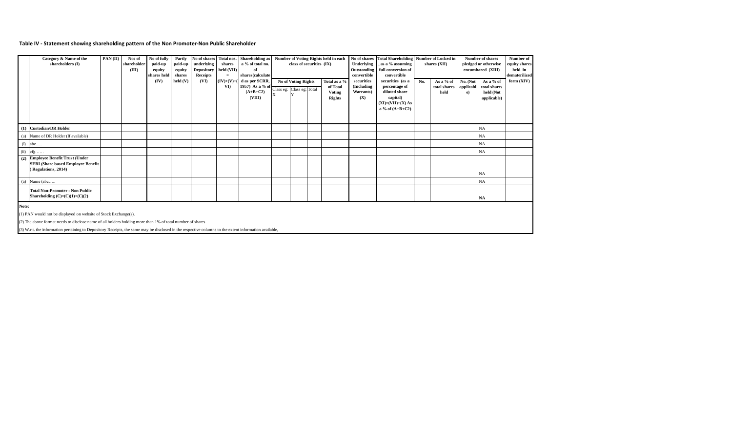**Table IV - Statement showing shareholding pattern of the Non Promoter-Non Public Shareholder**

| | Category & Name of the shareholders (I) | PAN (II) | Nos of shareholder (III) | No of fully paid-up equity shares held (IV) | Partly paid-up equity shares held (V) | No of shares underlying Depository Receipts (VI) | Total nos. shares held (VII) = (IV)+(V)+(VI) | Shareholding as a % of total no. of shares(calculated as per SCRR, 1957) As a % of (A+B+C2) (VIII) | Number of Voting Rights held in each class of securities (IX) | | | | No of shares Underlying Outstanding convertible securities (Including Warrants) (X) | Total Shareholding , as a % assuming full conversion of convertible securities (as a percentage of diluted share capital) (XI)=(VII)+(X) As a % of (A+B+C2) | Number of Locked in shares (XII) | | Number of shares pledged or otherwise encumbared (XIII) | | Number of equity shares held in dematerilized form (XIV) |
|---|---|---|---|---|---|---|---|---|---|---|---|---|---|---|---|---|---|---|---|
| | | | | | | | | | No of Voting Rights | | | Total as a % of Total Voting Rights | | | No. | As a % of total shares held | No. (Not applicable) | As a % of total shares held (Not applicable) | |
| | | | | | | | | | Class eg: X | Class eg: Y | Total | | | | | | | | |
| (1) | **Custodian/DR Holder** | | | | | | | | | | | | | | | | NA | | |
| (a) | Name of DR Holder (If available) | | | | | | | | | | | | | | | | NA | | |
| (i) | abc….. | | | | | | | | | | | | | | | | NA | | |
| (ii) | efg…… | | | | | | | | | | | | | | | | NA | | |
| (2) | **Employee Benefit Trust (Under SEBI (Share based Employee Benefit) Regulations, 2014)** | | | | | | | | | | | | | | | | NA | | |
| (a) | Name (abc….. | | | | | | | | | | | | | | | | NA | | |
| | **Total Non-Promoter - Non Public Shareholding (C)=(C)(1)+(C)(2)** | | | | | | | | | | | | | | | | **NA** | | |

**Note:**

(1) PAN would not be displayed on website of Stock Exchange(s).

(2) The above format needs to disclose name of all holders holding more than 1% of total number of shares

(3) W.r.t. the information pertaining to Depository Receipts, the same may be disclosed in the respective columns to the extent information available,